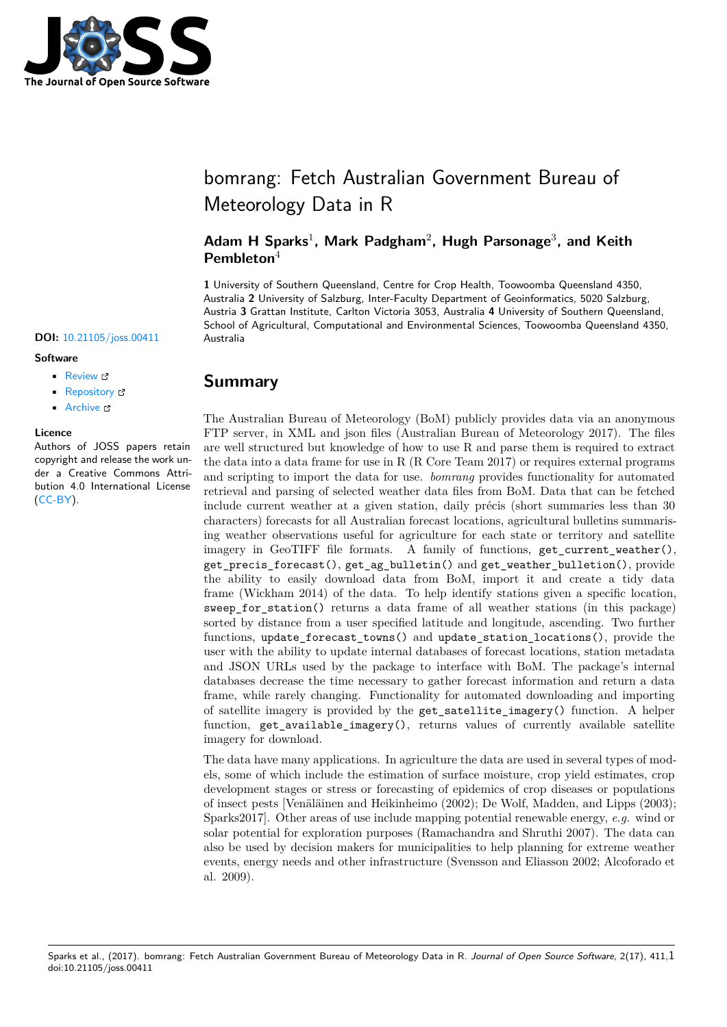# bomrang: Fetch Australian Government Bureau of Meteorology Data in R

**Adam H Sparks**[1], **Mark Padgham**[2], **Hugh Parsonage**[3], **and Keith Pembleton**[4]

**1** University of Southern Queensland, Centre for Crop Health, Toowoomba Queensland 4350, Australia **2** University of Salzburg, Inter-Faculty Department of Geoinformatics, 5020 Salzburg, Austria **3** Grattan Institute, Carlton Victoria 3053, Australia **4** University of Southern Queensland, School of Agricultural, Computational and Environmental Sciences, Toowoomba Queensland 4350, Australia

**DOI:** 10.21105/joss.00411

**Software**

- Review
- Repository
- Archive

**Licence**

Authors of JOSS papers retain copyright and release the work under a Creative Commons Attribution 4.0 International License (CC-BY).

## Summary

The Australian Bureau of Meteorology (BoM) publicly provides data via an anonymous FTP server, in XML and json files (Australian Bureau of Meteorology 2017). The files are well structured but knowledge of how to use R and parse them is required to extract the data into a data frame for use in R (R Core Team 2017) or requires external programs and scripting to import the data for use. *bomrang* provides functionality for automated retrieval and parsing of selected weather data files from BoM. Data that can be fetched include current weather at a given station, daily précis (short summaries less than 30 characters) forecasts for all Australian forecast locations, agricultural bulletins summarising weather observations useful for agriculture for each state or territory and satellite imagery in GeoTIFF file formats. A family of functions, `get_current_weather()`, `get_precis_forecast()`, `get_ag_bulletin()` and `get_weather_bulletion()`, provide the ability to easily download data from BoM, import it and create a tidy data frame (Wickham 2014) of the data. To help identify stations given a specific location, `sweep_for_station()` returns a data frame of all weather stations (in this package) sorted by distance from a user specified latitude and longitude, ascending. Two further functions, `update_forecast_towns()` and `update_station_locations()`, provide the user with the ability to update internal databases of forecast locations, station metadata and JSON URLs used by the package to interface with BoM. The package's internal databases decrease the time necessary to gather forecast information and return a data frame, while rarely changing. Functionality for automated downloading and importing of satellite imagery is provided by the `get_satellite_imagery()` function. A helper function, `get_available_imagery()`, returns values of currently available satellite imagery for download.

The data have many applications. In agriculture the data are used in several types of models, some of which include the estimation of surface moisture, crop yield estimates, crop development stages or stress or forecasting of epidemics of crop diseases or populations of insect pests [Venäläinen and Heikinheimo (2002); De Wolf, Madden, and Lipps (2003); Sparks2017]. Other areas of use include mapping potential renewable energy, *e.g.* wind or solar potential for exploration purposes (Ramachandra and Shruthi 2007). The data can also be used by decision makers for municipalities to help planning for extreme weather events, energy needs and other infrastructure (Svensson and Eliasson 2002; Alcoforado et al. 2009).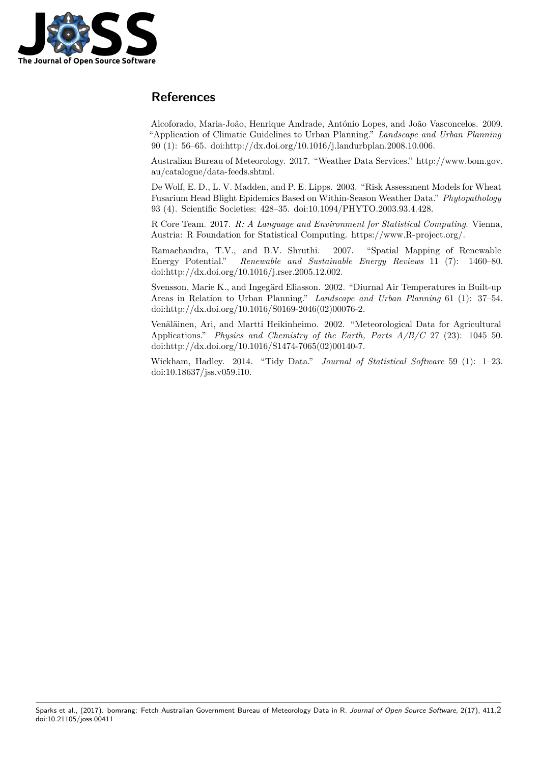# References

Alcoforado, Maria-João, Henrique Andrade, António Lopes, and João Vasconcelos. 2009. "Application of Climatic Guidelines to Urban Planning." *Landscape and Urban Planning* 90 (1): 56–65. doi:http://dx.doi.org/10.1016/j.landurbplan.2008.10.006.

Australian Bureau of Meteorology. 2017. "Weather Data Services." http://www.bom.gov.au/catalogue/data-feeds.shtml.

De Wolf, E. D., L. V. Madden, and P. E. Lipps. 2003. "Risk Assessment Models for Wheat Fusarium Head Blight Epidemics Based on Within-Season Weather Data." *Phytopathology* 93 (4). Scientific Societies: 428–35. doi:10.1094/PHYTO.2003.93.4.428.

R Core Team. 2017. *R: A Language and Environment for Statistical Computing*. Vienna, Austria: R Foundation for Statistical Computing. https://www.R-project.org/.

Ramachandra, T.V., and B.V. Shruthi. 2007. "Spatial Mapping of Renewable Energy Potential." *Renewable and Sustainable Energy Reviews* 11 (7): 1460–80. doi:http://dx.doi.org/10.1016/j.rser.2005.12.002.

Svensson, Marie K., and Ingegärd Eliasson. 2002. "Diurnal Air Temperatures in Built-up Areas in Relation to Urban Planning." *Landscape and Urban Planning* 61 (1): 37–54. doi:http://dx.doi.org/10.1016/S0169-2046(02)00076-2.

Venäläinen, Ari, and Martti Heikinheimo. 2002. "Meteorological Data for Agricultural Applications." *Physics and Chemistry of the Earth, Parts A/B/C* 27 (23): 1045–50. doi:http://dx.doi.org/10.1016/S1474-7065(02)00140-7.

Wickham, Hadley. 2014. "Tidy Data." *Journal of Statistical Software* 59 (1): 1–23. doi:10.18637/jss.v059.i10.